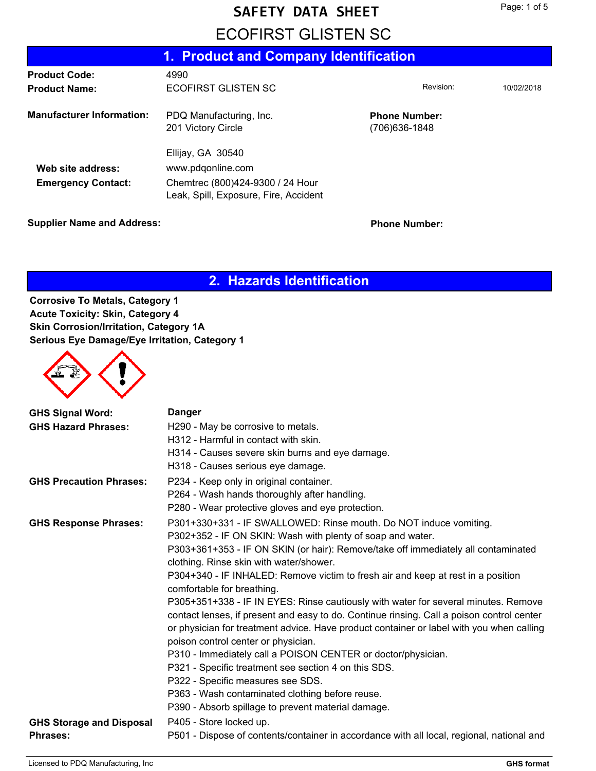# SAFETY DATA SHEET

# ECOFIRST GLISTEN SC

## 1. Product and Company Identification

| | | | |
|---|---|---|---|
| **Product Code:** | 4990 | | |
| **Product Name:** | ECOFIRST GLISTEN SC | Revision: | 10/02/2018 |

**Manufacturer Information:** PDQ Manufacturing, Inc.
201 Victory Circle

Ellijay, GA 30540

**Phone Number:** (706)636-1848

**Web site address:** www.pdqonline.com

**Emergency Contact:** Chemtrec (800)424-9300 / 24 Hour
Leak, Spill, Exposure, Fire, Accident

**Supplier Name and Address:**

**Phone Number:**

## 2. Hazards Identification

**Corrosive To Metals, Category 1**
**Acute Toxicity: Skin, Category 4**
**Skin Corrosion/Irritation, Category 1A**
**Serious Eye Damage/Eye Irritation, Category 1**

**GHS Signal Word:** **Danger**

**GHS Hazard Phrases:**
H290 - May be corrosive to metals.
H312 - Harmful in contact with skin.
H314 - Causes severe skin burns and eye damage.
H318 - Causes serious eye damage.

**GHS Precaution Phrases:**
P234 - Keep only in original container.
P264 - Wash hands thoroughly after handling.
P280 - Wear protective gloves and eye protection.

**GHS Response Phrases:**
P301+330+331 - IF SWALLOWED: Rinse mouth. Do NOT induce vomiting.
P302+352 - IF ON SKIN: Wash with plenty of soap and water.
P303+361+353 - IF ON SKIN (or hair): Remove/take off immediately all contaminated clothing. Rinse skin with water/shower.
P304+340 - IF INHALED: Remove victim to fresh air and keep at rest in a position comfortable for breathing.
P305+351+338 - IF IN EYES: Rinse cautiously with water for several minutes. Remove contact lenses, if present and easy to do. Continue rinsing. Call a poison control center or physician for treatment advice. Have product container or label with you when calling poison control center or physician.
P310 - Immediately call a POISON CENTER or doctor/physician.
P321 - Specific treatment see section 4 on this SDS.
P322 - Specific measures see SDS.
P363 - Wash contaminated clothing before reuse.
P390 - Absorb spillage to prevent material damage.

**GHS Storage and Disposal Phrases:**
P405 - Store locked up.
P501 - Dispose of contents/container in accordance with all local, regional, national and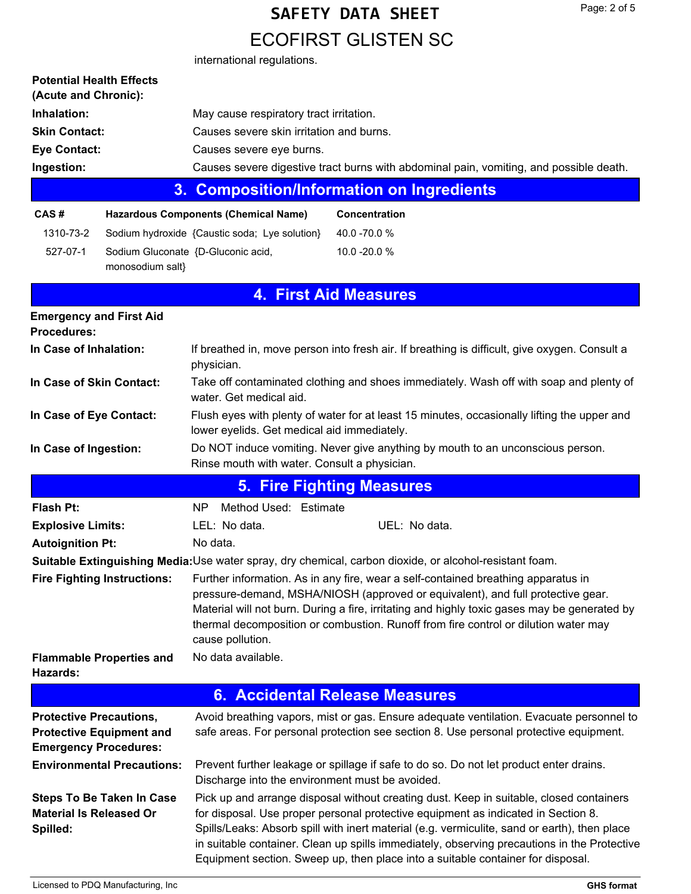international regulations.

**Potential Health Effects (Acute and Chronic):**

**Inhalation:** May cause respiratory tract irritation.

**Skin Contact:** Causes severe skin irritation and burns.

**Eye Contact:** Causes severe eye burns.

**Ingestion:** Causes severe digestive tract burns with abdominal pain, vomiting, and possible death.

## 3. Composition/Information on Ingredients

| CAS # | Hazardous Components (Chemical Name) | Concentration |
|---|---|---|
| 1310-73-2 | Sodium hydroxide {Caustic soda; Lye solution} | 40.0 -70.0 % |
| 527-07-1 | Sodium Gluconate {D-Gluconic acid, monosodium salt} | 10.0 -20.0 % |

## 4. First Aid Measures

**Emergency and First Aid Procedures:**

**In Case of Inhalation:** If breathed in, move person into fresh air. If breathing is difficult, give oxygen. Consult a physician.

**In Case of Skin Contact:** Take off contaminated clothing and shoes immediately. Wash off with soap and plenty of water. Get medical aid.

**In Case of Eye Contact:** Flush eyes with plenty of water for at least 15 minutes, occasionally lifting the upper and lower eyelids. Get medical aid immediately.

**In Case of Ingestion:** Do NOT induce vomiting. Never give anything by mouth to an unconscious person. Rinse mouth with water. Consult a physician.

## 5. Fire Fighting Measures

**Flash Pt:** NP Method Used: Estimate

**Explosive Limits:** LEL: No data. UEL: No data.

**Autoignition Pt:** No data.

**Suitable Extinguishing Media:** Use water spray, dry chemical, carbon dioxide, or alcohol-resistant foam.

**Fire Fighting Instructions:** Further information. As in any fire, wear a self-contained breathing apparatus in pressure-demand, MSHA/NIOSH (approved or equivalent), and full protective gear. Material will not burn. During a fire, irritating and highly toxic gases may be generated by thermal decomposition or combustion. Runoff from fire control or dilution water may cause pollution.

**Flammable Properties and Hazards:** No data available.

## 6. Accidental Release Measures

**Protective Precautions, Protective Equipment and Emergency Procedures:** Avoid breathing vapors, mist or gas. Ensure adequate ventilation. Evacuate personnel to safe areas. For personal protection see section 8. Use personal protective equipment.

**Environmental Precautions:** Prevent further leakage or spillage if safe to do so. Do not let product enter drains. Discharge into the environment must be avoided.

**Steps To Be Taken In Case Material Is Released Or Spilled:** Pick up and arrange disposal without creating dust. Keep in suitable, closed containers for disposal. Use proper personal protective equipment as indicated in Section 8. Spills/Leaks: Absorb spill with inert material (e.g. vermiculite, sand or earth), then place in suitable container. Clean up spills immediately, observing precautions in the Protective Equipment section. Sweep up, then place into a suitable container for disposal.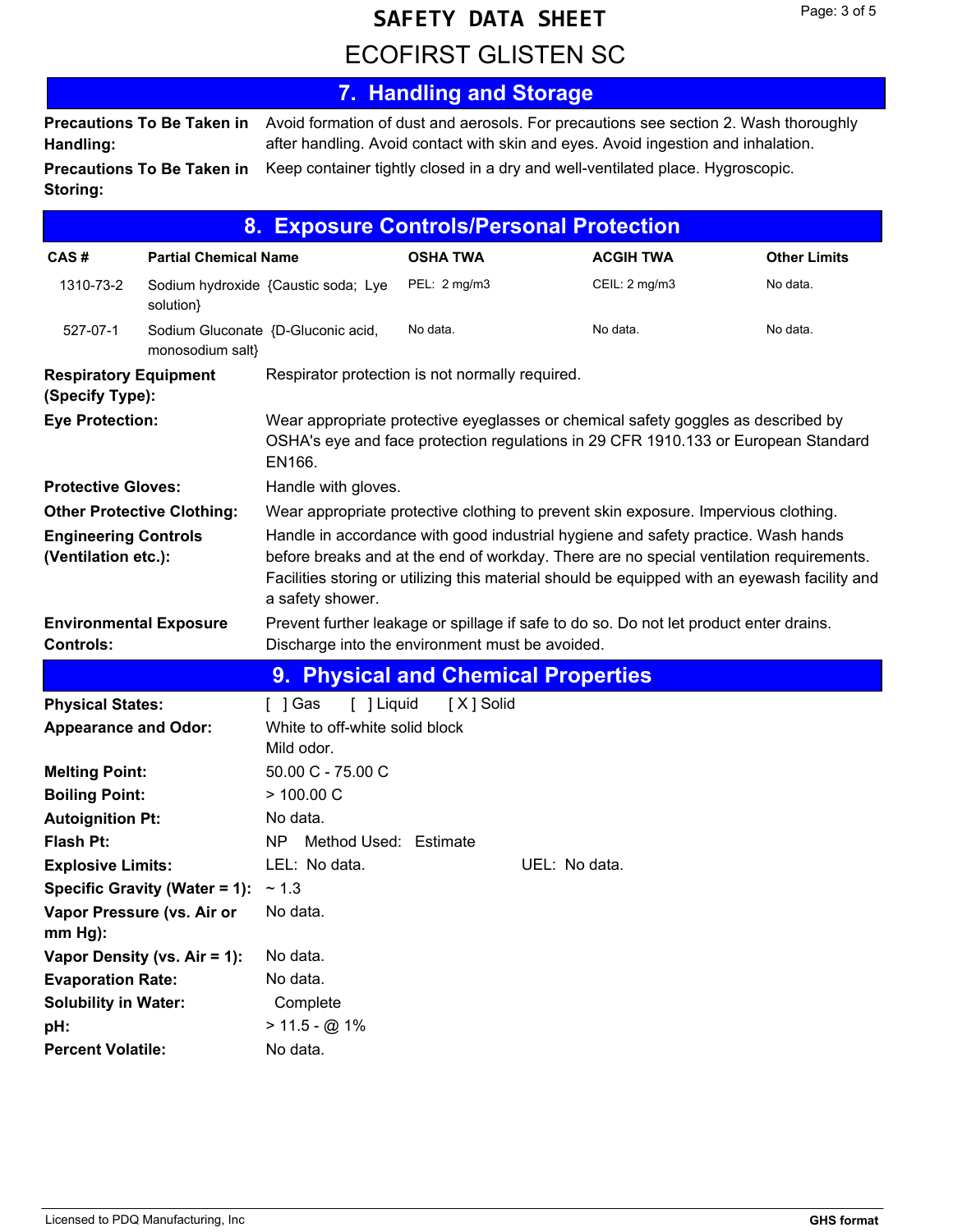# SAFETY DATA SHEET

# ECOFIRST GLISTEN SC

## 7. Handling and Storage

**Precautions To Be Taken in Handling:** Avoid formation of dust and aerosols. For precautions see section 2. Wash thoroughly after handling. Avoid contact with skin and eyes. Avoid ingestion and inhalation.

**Precautions To Be Taken in Storing:** Keep container tightly closed in a dry and well-ventilated place. Hygroscopic.

## 8. Exposure Controls/Personal Protection

| CAS # | Partial Chemical Name | OSHA TWA | ACGIH TWA | Other Limits |
|---|---|---|---|---|
| 1310-73-2 | Sodium hydroxide {Caustic soda; Lye solution} | PEL: 2 mg/m3 | CEIL: 2 mg/m3 | No data. |
| 527-07-1 | Sodium Gluconate {D-Gluconic acid, monosodium salt} | No data. | No data. | No data. |

**Respiratory Equipment (Specify Type):** Respirator protection is not normally required.

**Eye Protection:** Wear appropriate protective eyeglasses or chemical safety goggles as described by OSHA's eye and face protection regulations in 29 CFR 1910.133 or European Standard EN166.

**Protective Gloves:** Handle with gloves.

**Other Protective Clothing:** Wear appropriate protective clothing to prevent skin exposure. Impervious clothing.

**Engineering Controls (Ventilation etc.):** Handle in accordance with good industrial hygiene and safety practice. Wash hands before breaks and at the end of workday. There are no special ventilation requirements. Facilities storing or utilizing this material should be equipped with an eyewash facility and a safety shower.

**Environmental Exposure Controls:** Prevent further leakage or spillage if safe to do so. Do not let product enter drains. Discharge into the environment must be avoided.

## 9. Physical and Chemical Properties

**Physical States:** [ ] Gas [ ] Liquid [ X ] Solid

**Appearance and Odor:** White to off-white solid block
Mild odor.

**Melting Point:** 50.00 C - 75.00 C

**Boiling Point:** > 100.00 C

**Autoignition Pt:** No data.

**Flash Pt:** NP Method Used: Estimate

**Explosive Limits:** LEL: No data. UEL: No data.

**Specific Gravity (Water = 1):** ~ 1.3

**Vapor Pressure (vs. Air or mm Hg):** No data.

**Vapor Density (vs. Air = 1):** No data.

**Evaporation Rate:** No data.

**Solubility in Water:** Complete

**pH:** > 11.5 - @ 1%

**Percent Volatile:** No data.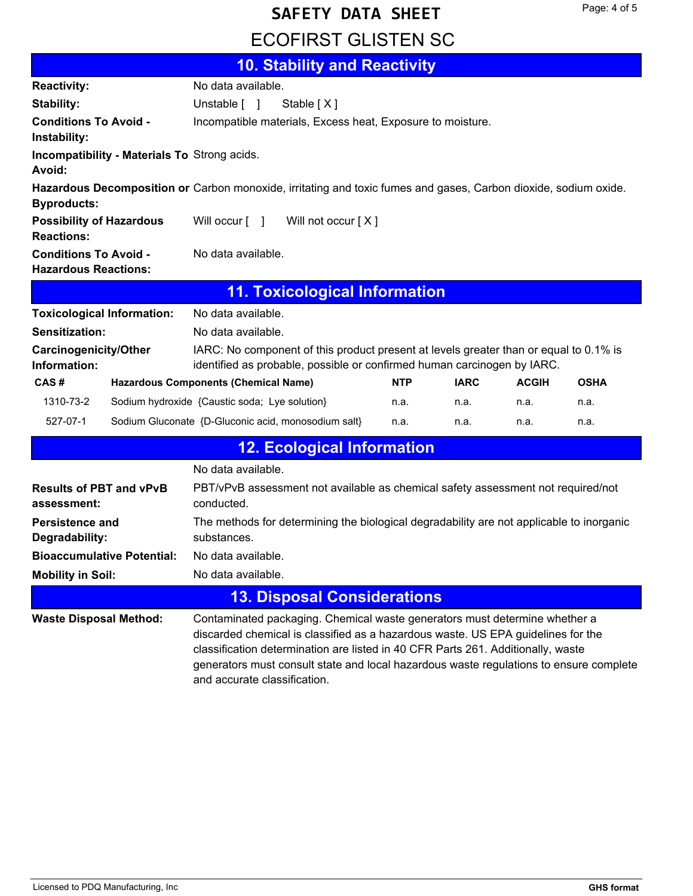# SAFETY DATA SHEET

## ECOFIRST GLISTEN SC

## 10. Stability and Reactivity

**Reactivity:** No data available.

**Stability:** Unstable [ ]  Stable [ X ]

**Conditions To Avoid - Instability:** Incompatible materials, Excess heat, Exposure to moisture.

**Incompatibility - Materials To Avoid:** Strong acids.

**Hazardous Decomposition or Byproducts:** Carbon monoxide, irritating and toxic fumes and gases, Carbon dioxide, sodium oxide.

**Possibility of Hazardous Reactions:** Will occur [ ]  Will not occur [ X ]

**Conditions To Avoid - Hazardous Reactions:** No data available.

## 11. Toxicological Information

**Toxicological Information:** No data available.

**Sensitization:** No data available.

**Carcinogenicity/Other Information:** IARC: No component of this product present at levels greater than or equal to 0.1% is identified as probable, possible or confirmed human carcinogen by IARC.

| CAS # | Hazardous Components (Chemical Name) | NTP | IARC | ACGIH | OSHA |
|---|---|---|---|---|---|
| 1310-73-2 | Sodium hydroxide {Caustic soda; Lye solution} | n.a. | n.a. | n.a. | n.a. |
| 527-07-1 | Sodium Gluconate {D-Gluconic acid, monosodium salt} | n.a. | n.a. | n.a. | n.a. |

## 12. Ecological Information

No data available.

**Results of PBT and vPvB assessment:** PBT/vPvB assessment not available as chemical safety assessment not required/not conducted.

**Persistence and Degradability:** The methods for determining the biological degradability are not applicable to inorganic substances.

**Bioaccumulative Potential:** No data available.

**Mobility in Soil:** No data available.

## 13. Disposal Considerations

**Waste Disposal Method:** Contaminated packaging. Chemical waste generators must determine whether a discarded chemical is classified as a hazardous waste. US EPA guidelines for the classification determination are listed in 40 CFR Parts 261. Additionally, waste generators must consult state and local hazardous waste regulations to ensure complete and accurate classification.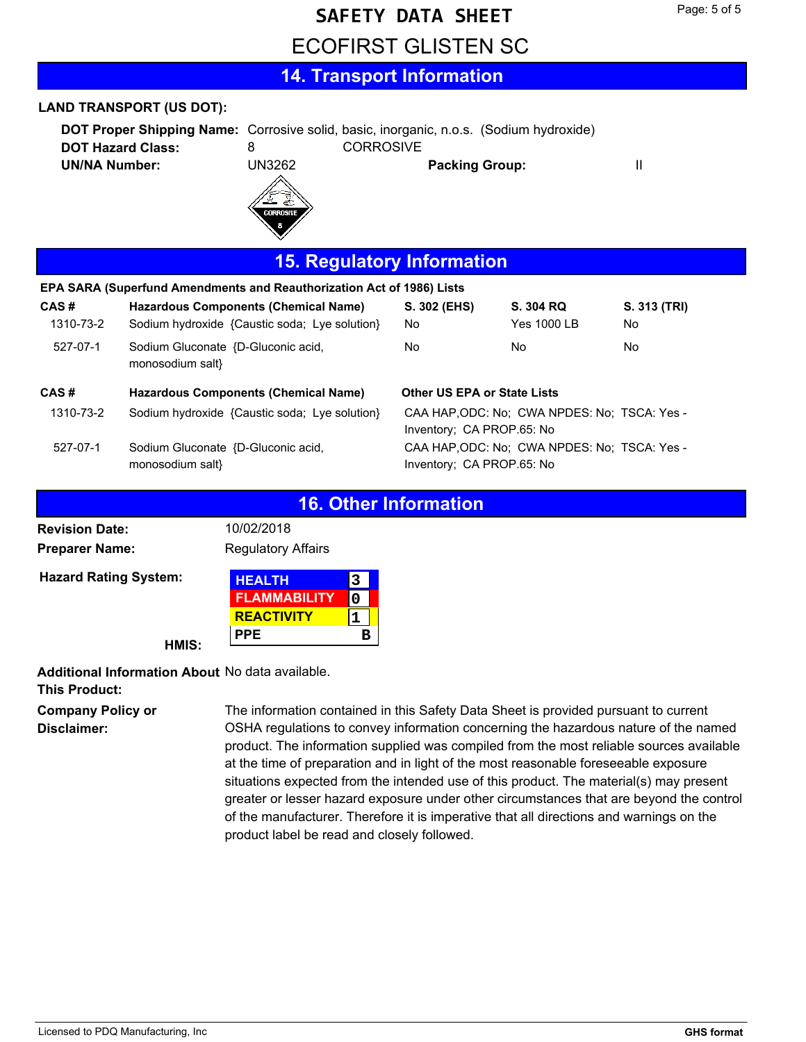# SAFETY DATA SHEET

## ECOFIRST GLISTEN SC

## 14. Transport Information

**LAND TRANSPORT (US DOT):**

**DOT Proper Shipping Name:** Corrosive solid, basic, inorganic, n.o.s. (Sodium hydroxide)

**DOT Hazard Class:** 8 CORROSIVE

**UN/NA Number:** UN3262 **Packing Group:** II

## 15. Regulatory Information

**EPA SARA (Superfund Amendments and Reauthorization Act of 1986) Lists**

| CAS # | Hazardous Components (Chemical Name) | S. 302 (EHS) | S. 304 RQ | S. 313 (TRI) |
|---|---|---|---|---|
| 1310-73-2 | Sodium hydroxide {Caustic soda; Lye solution} | No | Yes 1000 LB | No |
| 527-07-1 | Sodium Gluconate {D-Gluconic acid, monosodium salt} | No | No | No |

| CAS # | Hazardous Components (Chemical Name) | Other US EPA or State Lists |
|---|---|---|
| 1310-73-2 | Sodium hydroxide {Caustic soda; Lye solution} | CAA HAP,ODC: No; CWA NPDES: No; TSCA: Yes - Inventory; CA PROP.65: No |
| 527-07-1 | Sodium Gluconate {D-Gluconic acid, monosodium salt} | CAA HAP,ODC: No; CWA NPDES: No; TSCA: Yes - Inventory; CA PROP.65: No |

## 16. Other Information

**Revision Date:** 10/02/2018

**Preparer Name:** Regulatory Affairs

**Hazard Rating System:**

**HMIS:**

| | |
|---|---|
| HEALTH | 3 |
| FLAMMABILITY | 0 |
| REACTIVITY | 1 |
| PPE | B |

**Additional Information About This Product:** No data available.

**Company Policy or Disclaimer:** The information contained in this Safety Data Sheet is provided pursuant to current OSHA regulations to convey information concerning the hazardous nature of the named product. The information supplied was compiled from the most reliable sources available at the time of preparation and in light of the most reasonable foreseeable exposure situations expected from the intended use of this product. The material(s) may present greater or lesser hazard exposure under other circumstances that are beyond the control of the manufacturer. Therefore it is imperative that all directions and warnings on the product label be read and closely followed.